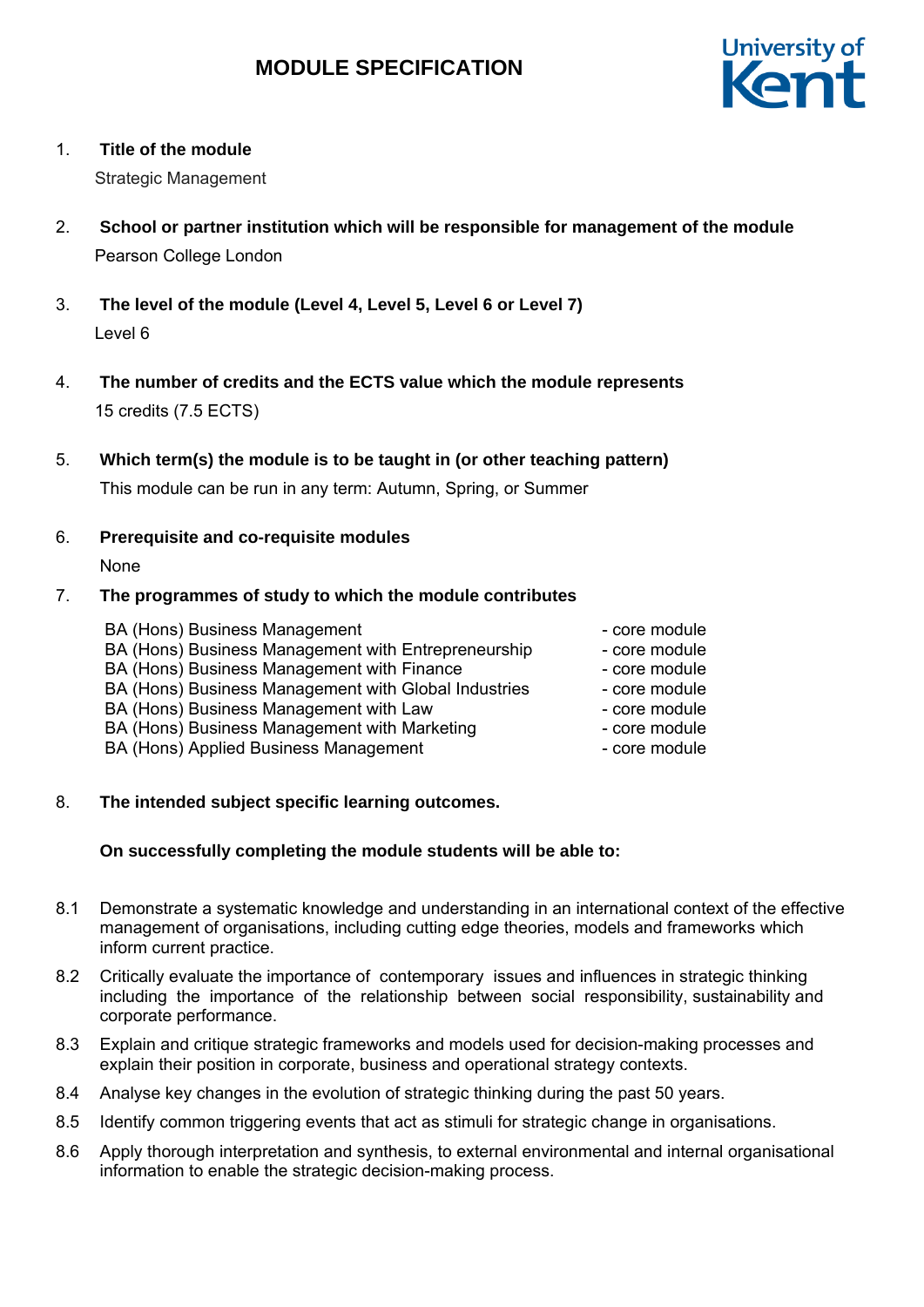# MODULE SPECIFICATION

1. **Title of the module**

   Strategic Management

2. **School or partner institution which will be responsible for management of the module**

   Pearson College London

3. **The level of the module (Level 4, Level 5, Level 6 or Level 7)**

   Level 6

4. **The number of credits and the ECTS value which the module represents**

   15 credits (7.5 ECTS)

5. **Which term(s) the module is to be taught in (or other teaching pattern)**

   This module can be run in any term: Autumn, Spring, or Summer

6. **Prerequisite and co-requisite modules**

   None

7. **The programmes of study to which the module contributes**

| | |
|---|---|
| BA (Hons) Business Management | - core module |
| BA (Hons) Business Management with Entrepreneurship | - core module |
| BA (Hons) Business Management with Finance | - core module |
| BA (Hons) Business Management with Global Industries | - core module |
| BA (Hons) Business Management with Law | - core module |
| BA (Hons) Business Management with Marketing | - core module |
| BA (Hons) Applied Business Management | - core module |

8. **The intended subject specific learning outcomes.**

   **On successfully completing the module students will be able to:**

8.1 Demonstrate a systematic knowledge and understanding in an international context of the effective management of organisations, including cutting edge theories, models and frameworks which inform current practice.

8.2 Critically evaluate the importance of contemporary issues and influences in strategic thinking including the importance of the relationship between social responsibility, sustainability and corporate performance.

8.3 Explain and critique strategic frameworks and models used for decision-making processes and explain their position in corporate, business and operational strategy contexts.

8.4 Analyse key changes in the evolution of strategic thinking during the past 50 years.

8.5 Identify common triggering events that act as stimuli for strategic change in organisations.

8.6 Apply thorough interpretation and synthesis, to external environmental and internal organisational information to enable the strategic decision-making process.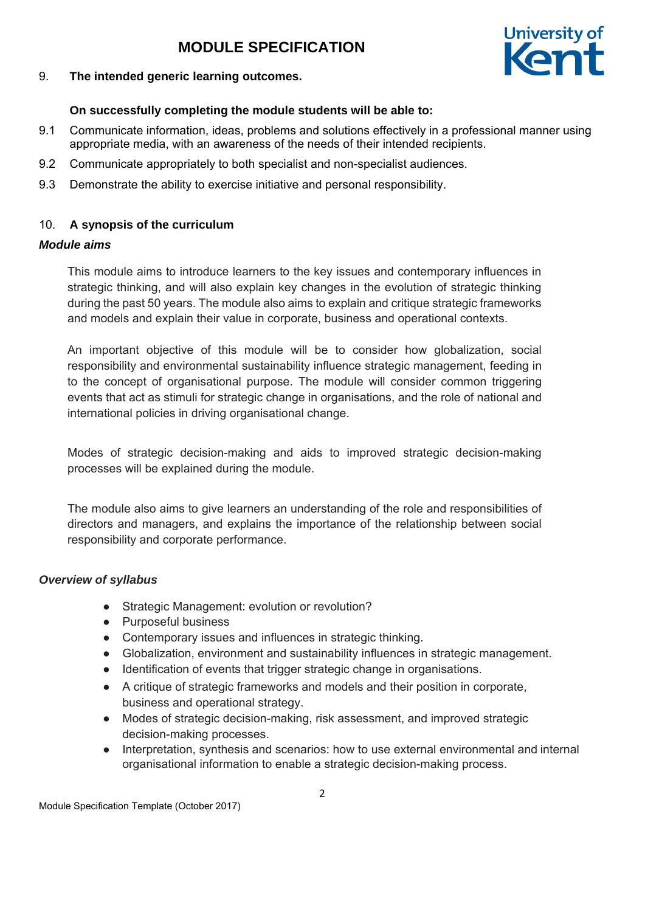9. **The intended generic learning outcomes.**

**On successfully completing the module students will be able to:**

9.1 Communicate information, ideas, problems and solutions effectively in a professional manner using appropriate media, with an awareness of the needs of their intended recipients.

9.2 Communicate appropriately to both specialist and non-specialist audiences.

9.3 Demonstrate the ability to exercise initiative and personal responsibility.

10. **A synopsis of the curriculum**

***Module aims***

This module aims to introduce learners to the key issues and contemporary influences in strategic thinking, and will also explain key changes in the evolution of strategic thinking during the past 50 years. The module also aims to explain and critique strategic frameworks and models and explain their value in corporate, business and operational contexts.

An important objective of this module will be to consider how globalization, social responsibility and environmental sustainability influence strategic management, feeding in to the concept of organisational purpose. The module will consider common triggering events that act as stimuli for strategic change in organisations, and the role of national and international policies in driving organisational change.

Modes of strategic decision-making and aids to improved strategic decision-making processes will be explained during the module.

The module also aims to give learners an understanding of the role and responsibilities of directors and managers, and explains the importance of the relationship between social responsibility and corporate performance.

***Overview of syllabus***

- Strategic Management: evolution or revolution?
- Purposeful business
- Contemporary issues and influences in strategic thinking.
- Globalization, environment and sustainability influences in strategic management.
- Identification of events that trigger strategic change in organisations.
- A critique of strategic frameworks and models and their position in corporate, business and operational strategy.
- Modes of strategic decision-making, risk assessment, and improved strategic decision-making processes.
- Interpretation, synthesis and scenarios: how to use external environmental and internal organisational information to enable a strategic decision-making process.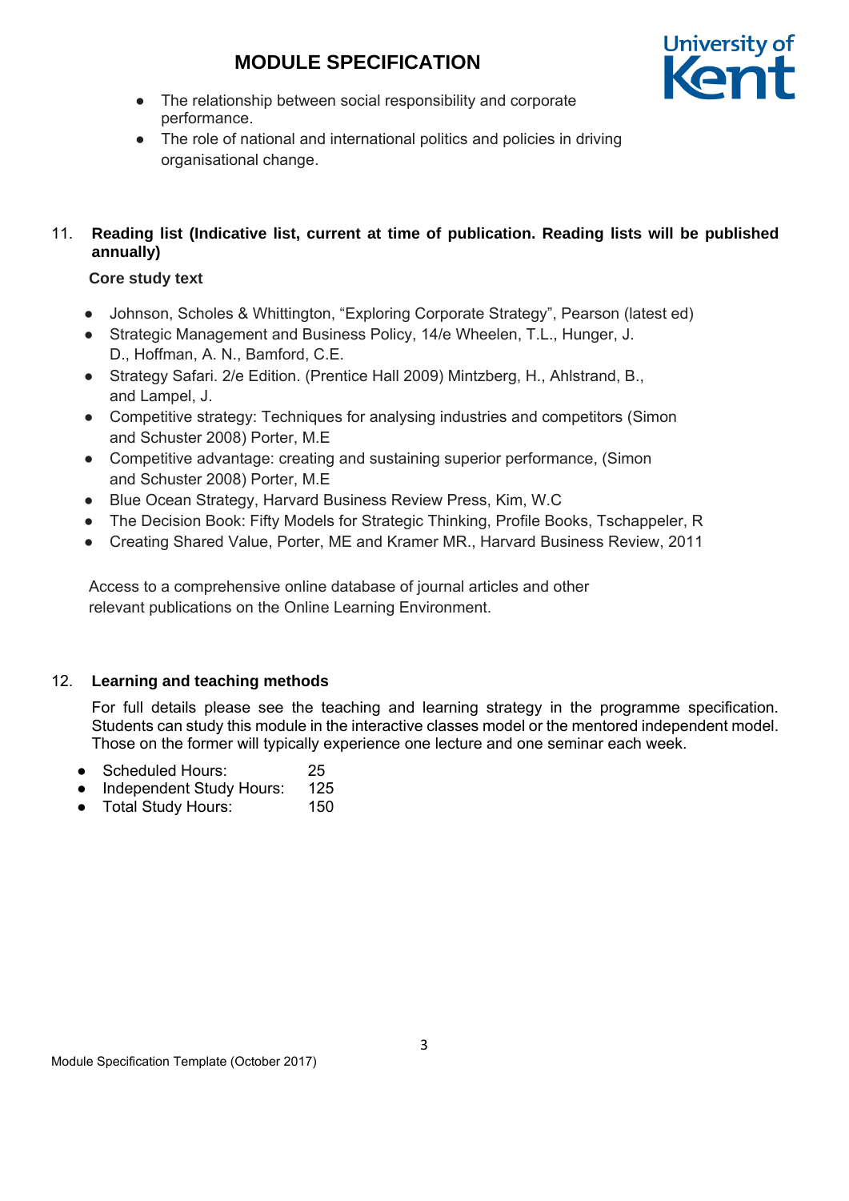- The relationship between social responsibility and corporate performance.
- The role of national and international politics and policies in driving organisational change.

## 11. Reading list (Indicative list, current at time of publication. Reading lists will be published annually)

**Core study text**

- Johnson, Scholes & Whittington, "Exploring Corporate Strategy", Pearson (latest ed)
- Strategic Management and Business Policy, 14/e Wheelen, T.L., Hunger, J. D., Hoffman, A. N., Bamford, C.E.
- Strategy Safari. 2/e Edition. (Prentice Hall 2009) Mintzberg, H., Ahlstrand, B., and Lampel, J.
- Competitive strategy: Techniques for analysing industries and competitors (Simon and Schuster 2008) Porter, M.E
- Competitive advantage: creating and sustaining superior performance, (Simon and Schuster 2008) Porter, M.E
- Blue Ocean Strategy, Harvard Business Review Press, Kim, W.C
- The Decision Book: Fifty Models for Strategic Thinking, Profile Books, Tschappeler, R
- Creating Shared Value, Porter, ME and Kramer MR., Harvard Business Review, 2011

Access to a comprehensive online database of journal articles and other relevant publications on the Online Learning Environment.

## 12. Learning and teaching methods

For full details please see the teaching and learning strategy in the programme specification. Students can study this module in the interactive classes model or the mentored independent model. Those on the former will typically experience one lecture and one seminar each week.

- Scheduled Hours: 25
- Independent Study Hours: 125
- Total Study Hours: 150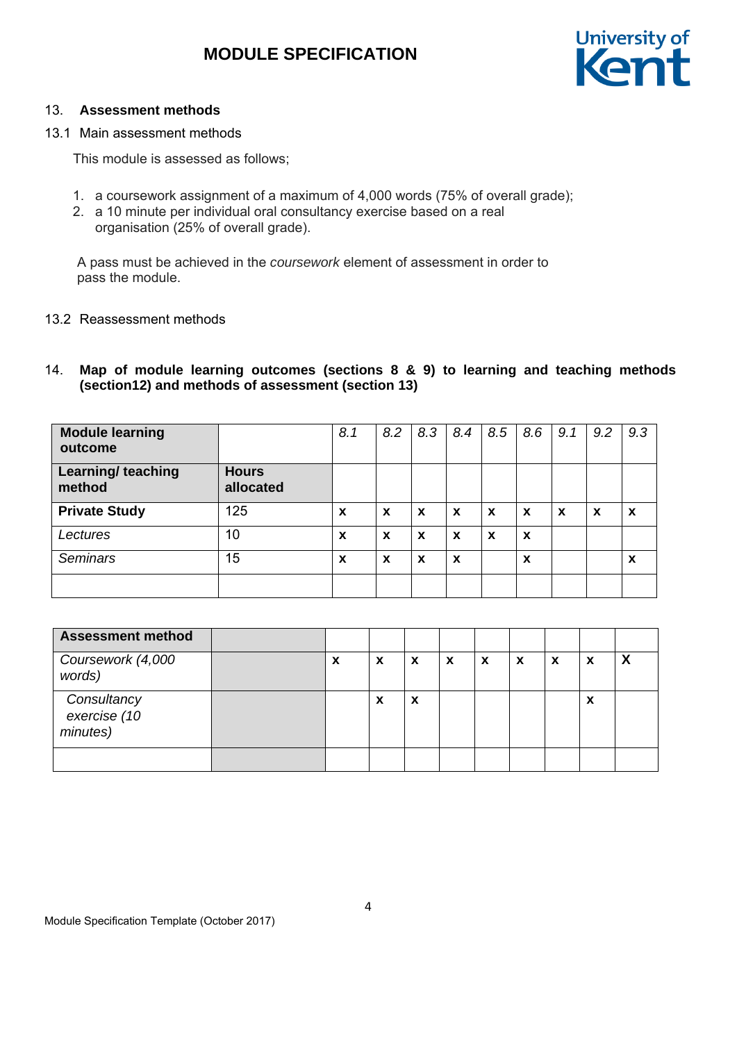## 13. Assessment methods

13.1 Main assessment methods

This module is assessed as follows;

1. a coursework assignment of a maximum of 4,000 words (75% of overall grade);
2. a 10 minute per individual oral consultancy exercise based on a real organisation (25% of overall grade).

A pass must be achieved in the *coursework* element of assessment in order to pass the module.

13.2 Reassessment methods

## 14. Map of module learning outcomes (sections 8 & 9) to learning and teaching methods (section12) and methods of assessment (section 13)

| **Module learning outcome** | | *8.1* | *8.2* | *8.3* | *8.4* | *8.5* | *8.6* | *9.1* | *9.2* | *9.3* |
|---|---|---|---|---|---|---|---|---|---|---|
| **Learning/ teaching method** | **Hours allocated** | | | | | | | | | |
| **Private Study** | 125 | **x** | **x** | **x** | **x** | **x** | **x** | **x** | **x** | **x** |
| *Lectures* | 10 | **x** | **x** | **x** | **x** | **x** | **x** | | | |
| *Seminars* | 15 | **x** | **x** | **x** | **x** | | **x** | | | **x** |
| | | | | | | | | | | |

| **Assessment method** | | | | | | | | | | |
|---|---|---|---|---|---|---|---|---|---|---|
| *Coursework (4,000 words)* | | **x** | **x** | **x** | **x** | **x** | **x** | **x** | **x** | **X** |
| *Consultancy exercise (10 minutes)* | | | **x** | **x** | | | | | **x** | |
| | | | | | | | | | | |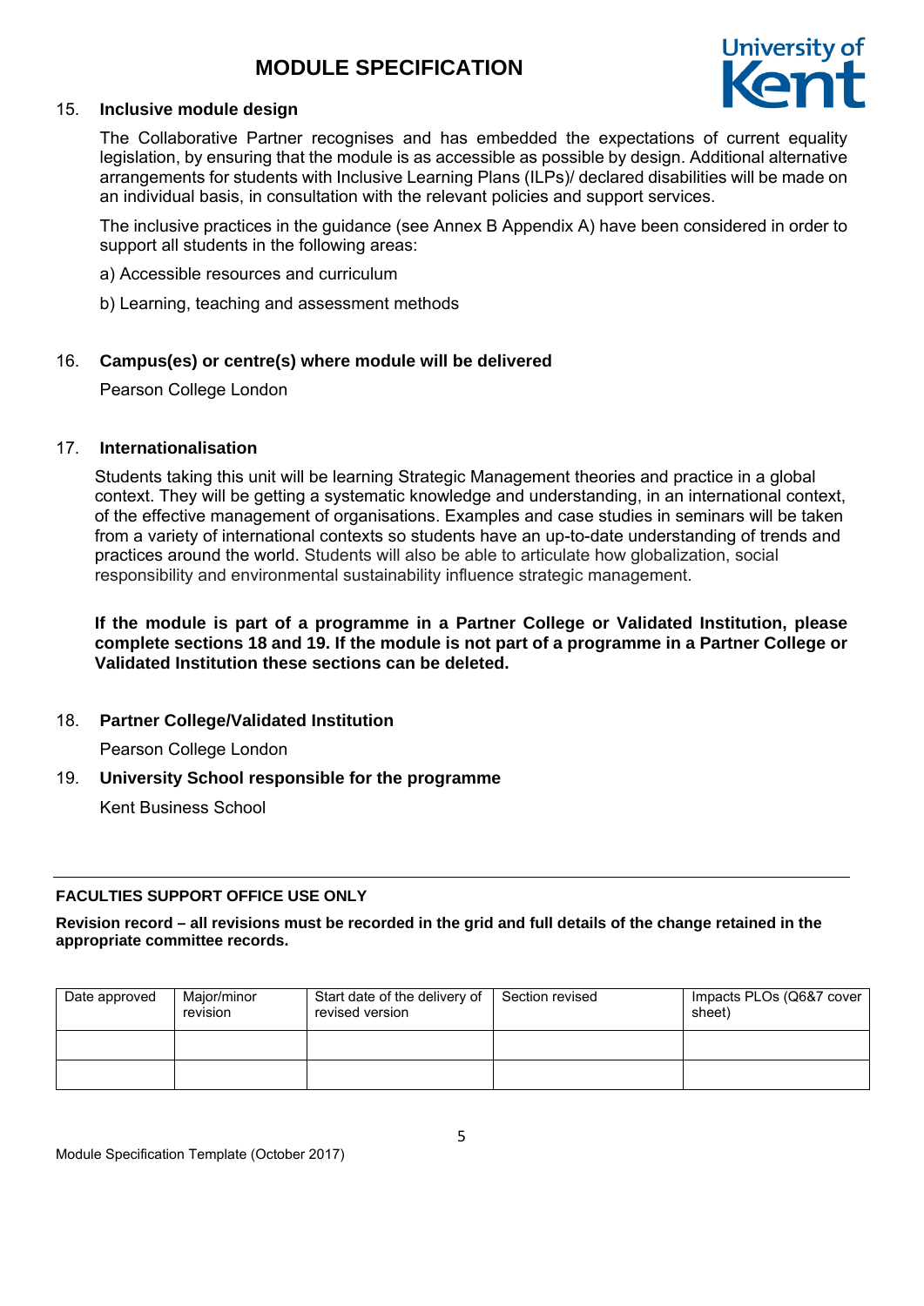# MODULE SPECIFICATION

15. **Inclusive module design**

The Collaborative Partner recognises and has embedded the expectations of current equality legislation, by ensuring that the module is as accessible as possible by design. Additional alternative arrangements for students with Inclusive Learning Plans (ILPs)/ declared disabilities will be made on an individual basis, in consultation with the relevant policies and support services.

The inclusive practices in the guidance (see Annex B Appendix A) have been considered in order to support all students in the following areas:

a) Accessible resources and curriculum

b) Learning, teaching and assessment methods

16. **Campus(es) or centre(s) where module will be delivered**

Pearson College London

17. **Internationalisation**

Students taking this unit will be learning Strategic Management theories and practice in a global context. They will be getting a systematic knowledge and understanding, in an international context, of the effective management of organisations. Examples and case studies in seminars will be taken from a variety of international contexts so students have an up-to-date understanding of trends and practices around the world. Students will also be able to articulate how globalization, social responsibility and environmental sustainability influence strategic management.

**If the module is part of a programme in a Partner College or Validated Institution, please complete sections 18 and 19. If the module is not part of a programme in a Partner College or Validated Institution these sections can be deleted.**

18. **Partner College/Validated Institution**

Pearson College London

19. **University School responsible for the programme**

Kent Business School

---

**FACULTIES SUPPORT OFFICE USE ONLY**

**Revision record – all revisions must be recorded in the grid and full details of the change retained in the appropriate committee records.**

| Date approved | Major/minor revision | Start date of the delivery of revised version | Section revised | Impacts PLOs (Q6&7 cover sheet) |
|---|---|---|---|---|
| | | | | |
| | | | | |

Module Specification Template (October 2017)